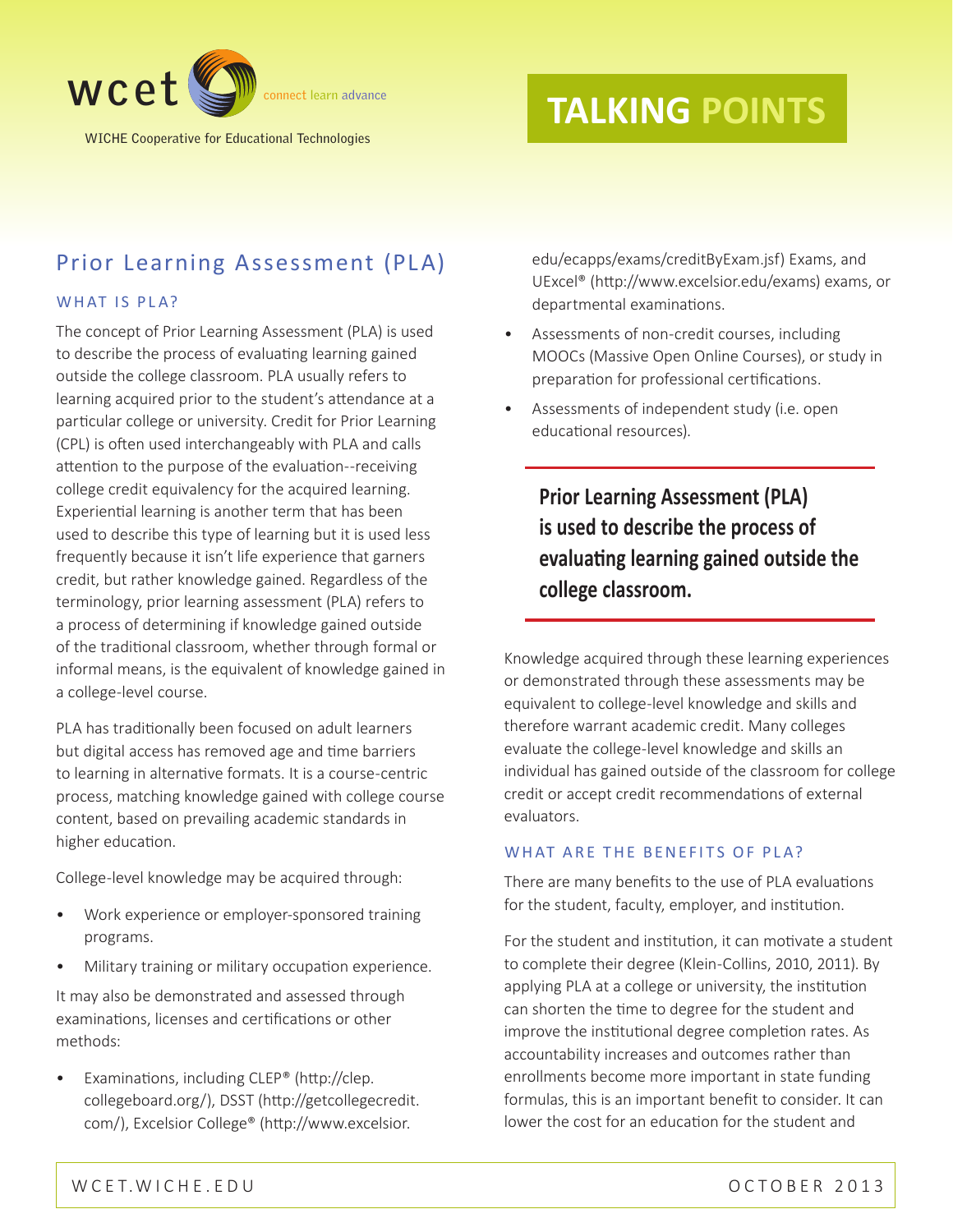wcet connect learn advance

WICHE Cooperative for Educational Technologies

# TALKING POINTS

## Prior Learning Assessment (PLA)

### WHAT IS PLA?

The concept of Prior Learning Assessment (PLA) is used to describe the process of evaluating learning gained outside the college classroom. PLA usually refers to learning acquired prior to the student's attendance at a particular college or university. Credit for Prior Learning (CPL) is often used interchangeably with PLA and calls attention to the purpose of the evaluation--receiving college credit equivalency for the acquired learning. Experiential learning is another term that has been used to describe this type of learning but it is used less frequently because it isn't life experience that garners credit, but rather knowledge gained. Regardless of the terminology, prior learning assessment (PLA) refers to a process of determining if knowledge gained outside of the traditional classroom, whether through formal or informal means, is the equivalent of knowledge gained in a college-level course.

PLA has traditionally been focused on adult learners but digital access has removed age and time barriers to learning in alternative formats. It is a course-centric process, matching knowledge gained with college course content, based on prevailing academic standards in higher education.

College-level knowledge may be acquired through:

- Work experience or employer-sponsored training programs.
- Military training or military occupation experience.

It may also be demonstrated and assessed through examinations, licenses and certifications or other methods:

- Examinations, including CLEP® (http://clep.collegeboard.org/), DSST (http://getcollegecredit.com/), Excelsior College® (http://www.excelsior.edu/ecapps/exams/creditByExam.jsf) Exams, and UExcel® (http://www.excelsior.edu/exams) exams, or departmental examinations.
- Assessments of non-credit courses, including MOOCs (Massive Open Online Courses), or study in preparation for professional certifications.
- Assessments of independent study (i.e. open educational resources).

**Prior Learning Assessment (PLA) is used to describe the process of evaluating learning gained outside the college classroom.**

Knowledge acquired through these learning experiences or demonstrated through these assessments may be equivalent to college-level knowledge and skills and therefore warrant academic credit. Many colleges evaluate the college-level knowledge and skills an individual has gained outside of the classroom for college credit or accept credit recommendations of external evaluators.

### WHAT ARE THE BENEFITS OF PLA?

There are many benefits to the use of PLA evaluations for the student, faculty, employer, and institution.

For the student and institution, it can motivate a student to complete their degree (Klein-Collins, 2010, 2011). By applying PLA at a college or university, the institution can shorten the time to degree for the student and improve the institutional degree completion rates. As accountability increases and outcomes rather than enrollments become more important in state funding formulas, this is an important benefit to consider. It can lower the cost for an education for the student and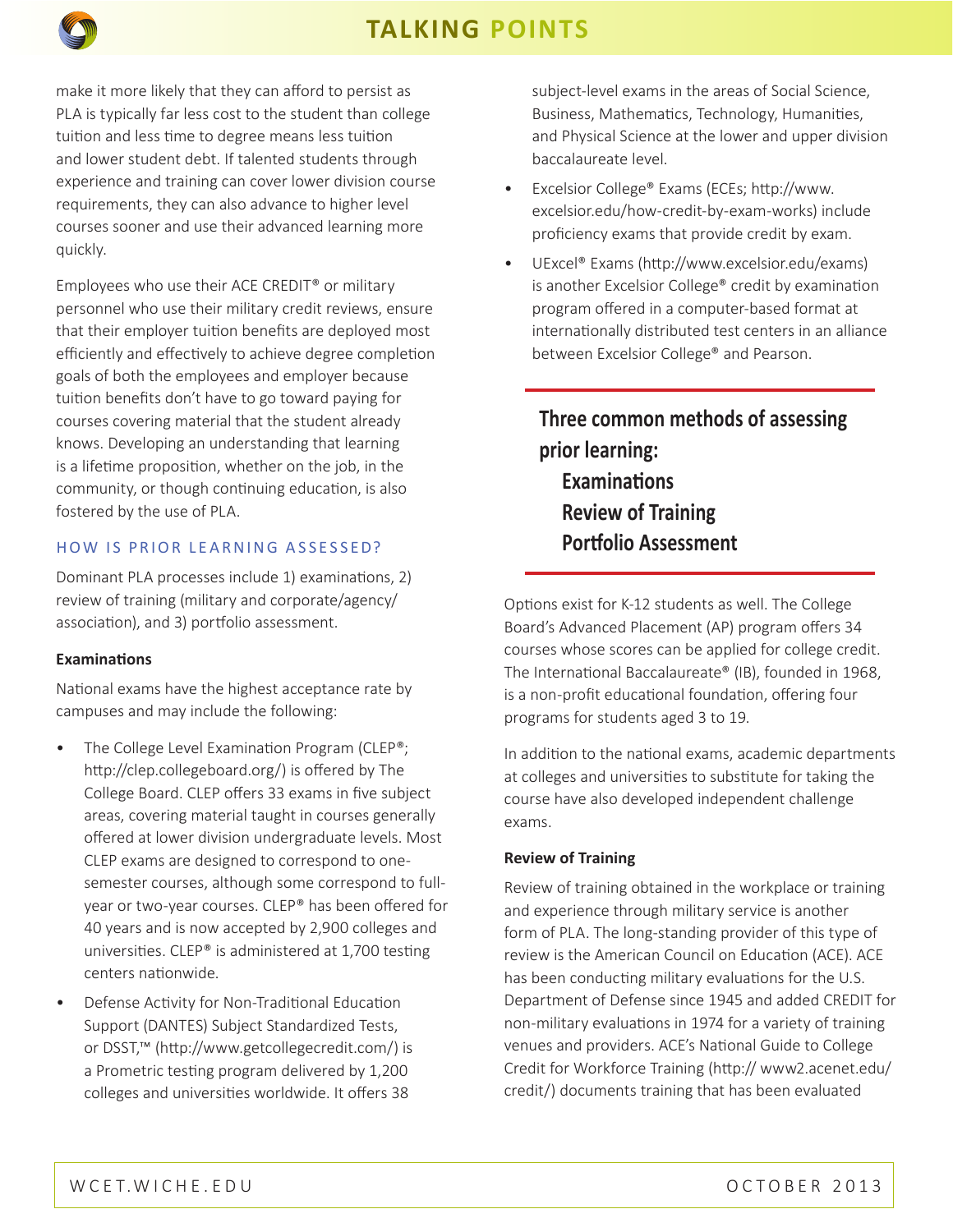make it more likely that they can afford to persist as PLA is typically far less cost to the student than college tuition and less time to degree means less tuition and lower student debt. If talented students through experience and training can cover lower division course requirements, they can also advance to higher level courses sooner and use their advanced learning more quickly.

Employees who use their ACE CREDIT® or military personnel who use their military credit reviews, ensure that their employer tuition benefits are deployed most efficiently and effectively to achieve degree completion goals of both the employees and employer because tuition benefits don't have to go toward paying for courses covering material that the student already knows. Developing an understanding that learning is a lifetime proposition, whether on the job, in the community, or though continuing education, is also fostered by the use of PLA.

## HOW IS PRIOR LEARNING ASSESSED?

Dominant PLA processes include 1) examinations, 2) review of training (military and corporate/agency/association), and 3) portfolio assessment.

### Examinations

National exams have the highest acceptance rate by campuses and may include the following:

- The College Level Examination Program (CLEP®; http://clep.collegeboard.org/) is offered by The College Board. CLEP offers 33 exams in five subject areas, covering material taught in courses generally offered at lower division undergraduate levels. Most CLEP exams are designed to correspond to one-semester courses, although some correspond to full-year or two-year courses. CLEP® has been offered for 40 years and is now accepted by 2,900 colleges and universities. CLEP® is administered at 1,700 testing centers nationwide.
- Defense Activity for Non-Traditional Education Support (DANTES) Subject Standardized Tests, or DSST,™ (http://www.getcollegecredit.com/) is a Prometric testing program delivered by 1,200 colleges and universities worldwide. It offers 38 subject-level exams in the areas of Social Science, Business, Mathematics, Technology, Humanities, and Physical Science at the lower and upper division baccalaureate level.
- Excelsior College® Exams (ECEs; http://www.excelsior.edu/how-credit-by-exam-works) include proficiency exams that provide credit by exam.
- UExcel® Exams (http://www.excelsior.edu/exams) is another Excelsior College® credit by examination program offered in a computer-based format at internationally distributed test centers in an alliance between Excelsior College® and Pearson.

---

**Three common methods of assessing prior learning:**
- **Examinations**
- **Review of Training**
- **Portfolio Assessment**

---

Options exist for K-12 students as well. The College Board's Advanced Placement (AP) program offers 34 courses whose scores can be applied for college credit. The International Baccalaureate® (IB), founded in 1968, is a non-profit educational foundation, offering four programs for students aged 3 to 19.

In addition to the national exams, academic departments at colleges and universities to substitute for taking the course have also developed independent challenge exams.

### Review of Training

Review of training obtained in the workplace or training and experience through military service is another form of PLA. The long-standing provider of this type of review is the American Council on Education (ACE). ACE has been conducting military evaluations for the U.S. Department of Defense since 1945 and added CREDIT for non-military evaluations in 1974 for a variety of training venues and providers. ACE's National Guide to College Credit for Workforce Training (http:// www2.acenet.edu/credit/) documents training that has been evaluated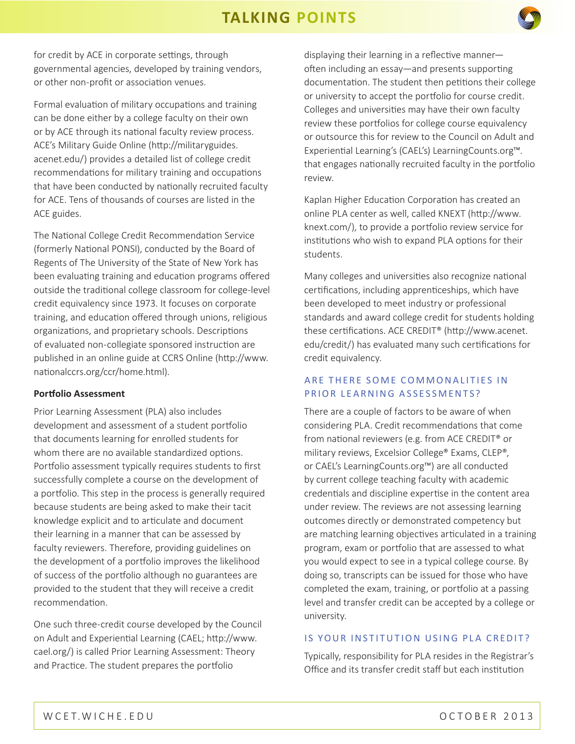for credit by ACE in corporate settings, through governmental agencies, developed by training vendors, or other non-profit or association venues.

Formal evaluation of military occupations and training can be done either by a college faculty on their own or by ACE through its national faculty review process. ACE's Military Guide Online (http://militaryguides.acenet.edu/) provides a detailed list of college credit recommendations for military training and occupations that have been conducted by nationally recruited faculty for ACE. Tens of thousands of courses are listed in the ACE guides.

The National College Credit Recommendation Service (formerly National PONSI), conducted by the Board of Regents of The University of the State of New York has been evaluating training and education programs offered outside the traditional college classroom for college-level credit equivalency since 1973. It focuses on corporate training, and education offered through unions, religious organizations, and proprietary schools. Descriptions of evaluated non-collegiate sponsored instruction are published in an online guide at CCRS Online (http://www.nationalccrs.org/ccr/home.html).

**Portfolio Assessment**

Prior Learning Assessment (PLA) also includes development and assessment of a student portfolio that documents learning for enrolled students for whom there are no available standardized options. Portfolio assessment typically requires students to first successfully complete a course on the development of a portfolio. This step in the process is generally required because students are being asked to make their tacit knowledge explicit and to articulate and document their learning in a manner that can be assessed by faculty reviewers. Therefore, providing guidelines on the development of a portfolio improves the likelihood of success of the portfolio although no guarantees are provided to the student that they will receive a credit recommendation.

One such three-credit course developed by the Council on Adult and Experiential Learning (CAEL; http://www.cael.org/) is called Prior Learning Assessment: Theory and Practice. The student prepares the portfolio displaying their learning in a reflective manner—often including an essay—and presents supporting documentation. The student then petitions their college or university to accept the portfolio for course credit. Colleges and universities may have their own faculty review these portfolios for college course equivalency or outsource this for review to the Council on Adult and Experiential Learning's (CAEL's) LearningCounts.org™. that engages nationally recruited faculty in the portfolio review.

Kaplan Higher Education Corporation has created an online PLA center as well, called KNEXT (http://www.knext.com/), to provide a portfolio review service for institutions who wish to expand PLA options for their students.

Many colleges and universities also recognize national certifications, including apprenticeships, which have been developed to meet industry or professional standards and award college credit for students holding these certifications. ACE CREDIT® (http://www.acenet.edu/credit/) has evaluated many such certifications for credit equivalency.

## ARE THERE SOME COMMONALITIES IN PRIOR LEARNING ASSESSMENTS?

There are a couple of factors to be aware of when considering PLA. Credit recommendations that come from national reviewers (e.g. from ACE CREDIT® or military reviews, Excelsior College® Exams, CLEP®, or CAEL's LearningCounts.org™) are all conducted by current college teaching faculty with academic credentials and discipline expertise in the content area under review. The reviews are not assessing learning outcomes directly or demonstrated competency but are matching learning objectives articulated in a training program, exam or portfolio that are assessed to what you would expect to see in a typical college course. By doing so, transcripts can be issued for those who have completed the exam, training, or portfolio at a passing level and transfer credit can be accepted by a college or university.

## IS YOUR INSTITUTION USING PLA CREDIT?

Typically, responsibility for PLA resides in the Registrar's Office and its transfer credit staff but each institution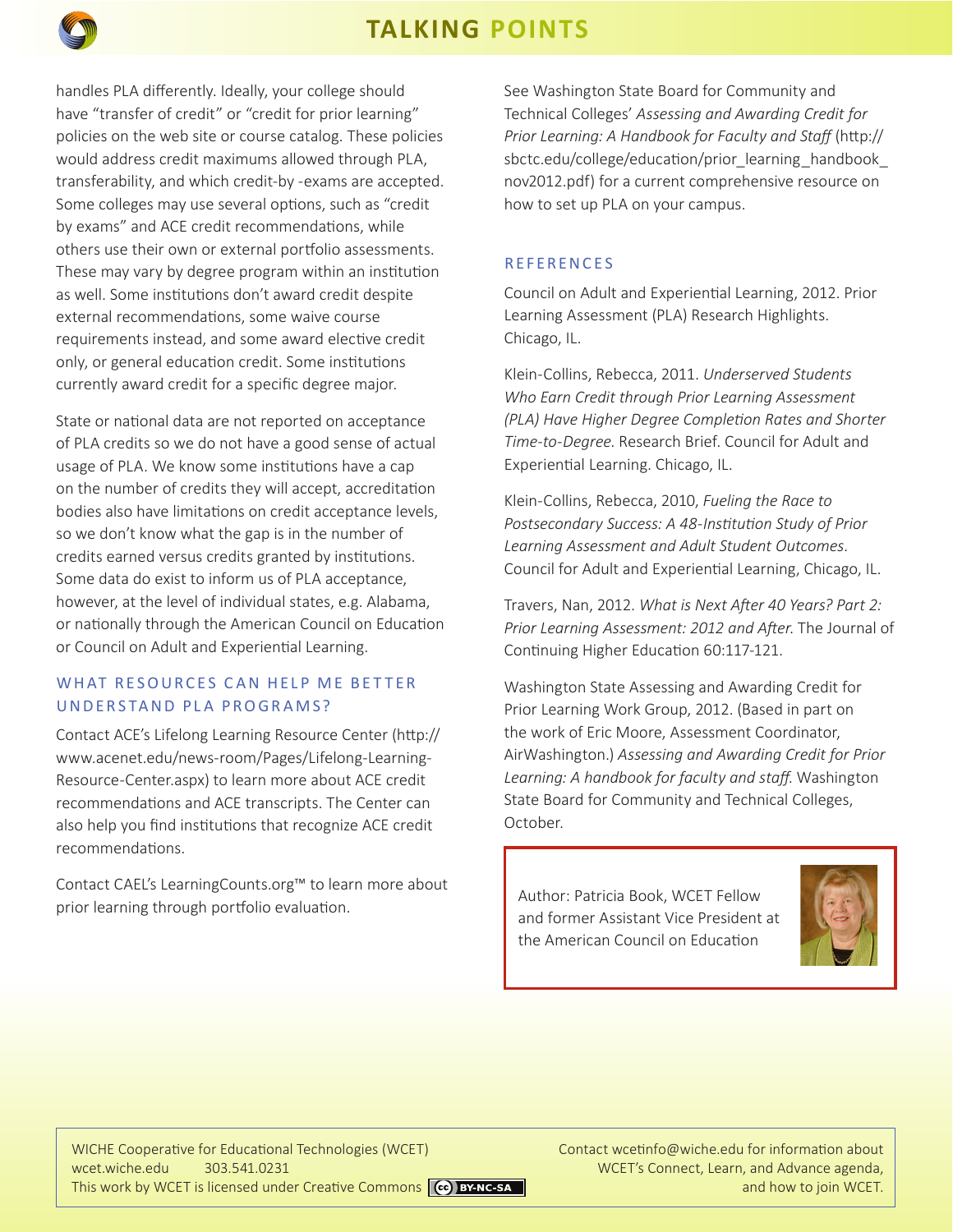handles PLA differently. Ideally, your college should have "transfer of credit" or "credit for prior learning" policies on the web site or course catalog. These policies would address credit maximums allowed through PLA, transferability, and which credit-by -exams are accepted. Some colleges may use several options, such as "credit by exams" and ACE credit recommendations, while others use their own or external portfolio assessments. These may vary by degree program within an institution as well. Some institutions don't award credit despite external recommendations, some waive course requirements instead, and some award elective credit only, or general education credit. Some institutions currently award credit for a specific degree major.

State or national data are not reported on acceptance of PLA credits so we do not have a good sense of actual usage of PLA. We know some institutions have a cap on the number of credits they will accept, accreditation bodies also have limitations on credit acceptance levels, so we don't know what the gap is in the number of credits earned versus credits granted by institutions. Some data do exist to inform us of PLA acceptance, however, at the level of individual states, e.g. Alabama, or nationally through the American Council on Education or Council on Adult and Experiential Learning.

## WHAT RESOURCES CAN HELP ME BETTER UNDERSTAND PLA PROGRAMS?

Contact ACE's Lifelong Learning Resource Center (http://www.acenet.edu/news-room/Pages/Lifelong-Learning-Resource-Center.aspx) to learn more about ACE credit recommendations and ACE transcripts. The Center can also help you find institutions that recognize ACE credit recommendations.

Contact CAEL's LearningCounts.org™ to learn more about prior learning through portfolio evaluation.

See Washington State Board for Community and Technical Colleges' *Assessing and Awarding Credit for Prior Learning: A Handbook for Faculty and Staff* (http://sbctc.edu/college/education/prior_learning_handbook_nov2012.pdf) for a current comprehensive resource on how to set up PLA on your campus.

## REFERENCES

Council on Adult and Experiential Learning, 2012. Prior Learning Assessment (PLA) Research Highlights. Chicago, IL.

Klein-Collins, Rebecca, 2011. *Underserved Students Who Earn Credit through Prior Learning Assessment (PLA) Have Higher Degree Completion Rates and Shorter Time-to-Degree.* Research Brief. Council for Adult and Experiential Learning. Chicago, IL.

Klein-Collins, Rebecca, 2010, *Fueling the Race to Postsecondary Success: A 48-Institution Study of Prior Learning Assessment and Adult Student Outcomes.* Council for Adult and Experiential Learning, Chicago, IL.

Travers, Nan, 2012. *What is Next After 40 Years? Part 2: Prior Learning Assessment: 2012 and After.* The Journal of Continuing Higher Education 60:117-121.

Washington State Assessing and Awarding Credit for Prior Learning Work Group, 2012. (Based in part on the work of Eric Moore, Assessment Coordinator, AirWashington.) *Assessing and Awarding Credit for Prior Learning: A handbook for faculty and staff.* Washington State Board for Community and Technical Colleges, October.

Author: Patricia Book, WCET Fellow and former Assistant Vice President at the American Council on Education

WICHE Cooperative for Educational Technologies (WCET)
wcet.wiche.edu 303.541.0231
This work by WCET is licensed under Creative Commons BY-NC-SA

Contact wcetinfo@wiche.edu for information about WCET's Connect, Learn, and Advance agenda, and how to join WCET.